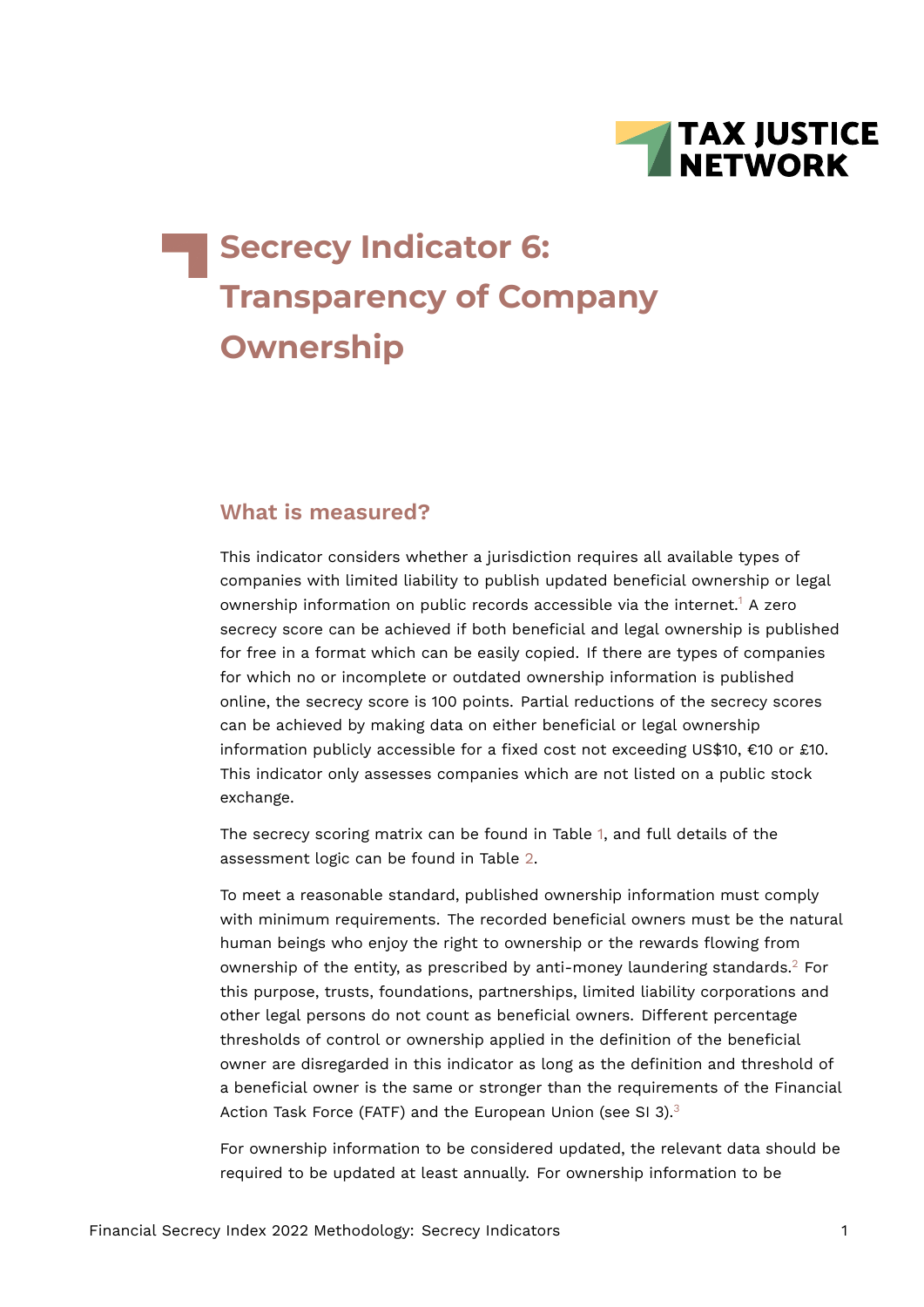# Secrecy Indicator 6: Transparency of Company Ownership

## What is measured?

This indicator considers whether a jurisdiction requires all available types of companies with limited liability to publish updated beneficial ownership or legal ownership information on public records accessible via the internet.[1] A zero secrecy score can be achieved if both beneficial and legal ownership is published for free in a format which can be easily copied. If there are types of companies for which no or incomplete or outdated ownership information is published online, the secrecy score is 100 points. Partial reductions of the secrecy scores can be achieved by making data on either beneficial or legal ownership information publicly accessible for a fixed cost not exceeding US$10, €10 or £10. This indicator only assesses companies which are not listed on a public stock exchange.

The secrecy scoring matrix can be found in Table 1, and full details of the assessment logic can be found in Table 2.

To meet a reasonable standard, published ownership information must comply with minimum requirements. The recorded beneficial owners must be the natural human beings who enjoy the right to ownership or the rewards flowing from ownership of the entity, as prescribed by anti-money laundering standards.[2] For this purpose, trusts, foundations, partnerships, limited liability corporations and other legal persons do not count as beneficial owners. Different percentage thresholds of control or ownership applied in the definition of the beneficial owner are disregarded in this indicator as long as the definition and threshold of a beneficial owner is the same or stronger than the requirements of the Financial Action Task Force (FATF) and the European Union (see SI 3).[3]

For ownership information to be considered updated, the relevant data should be required to be updated at least annually. For ownership information to be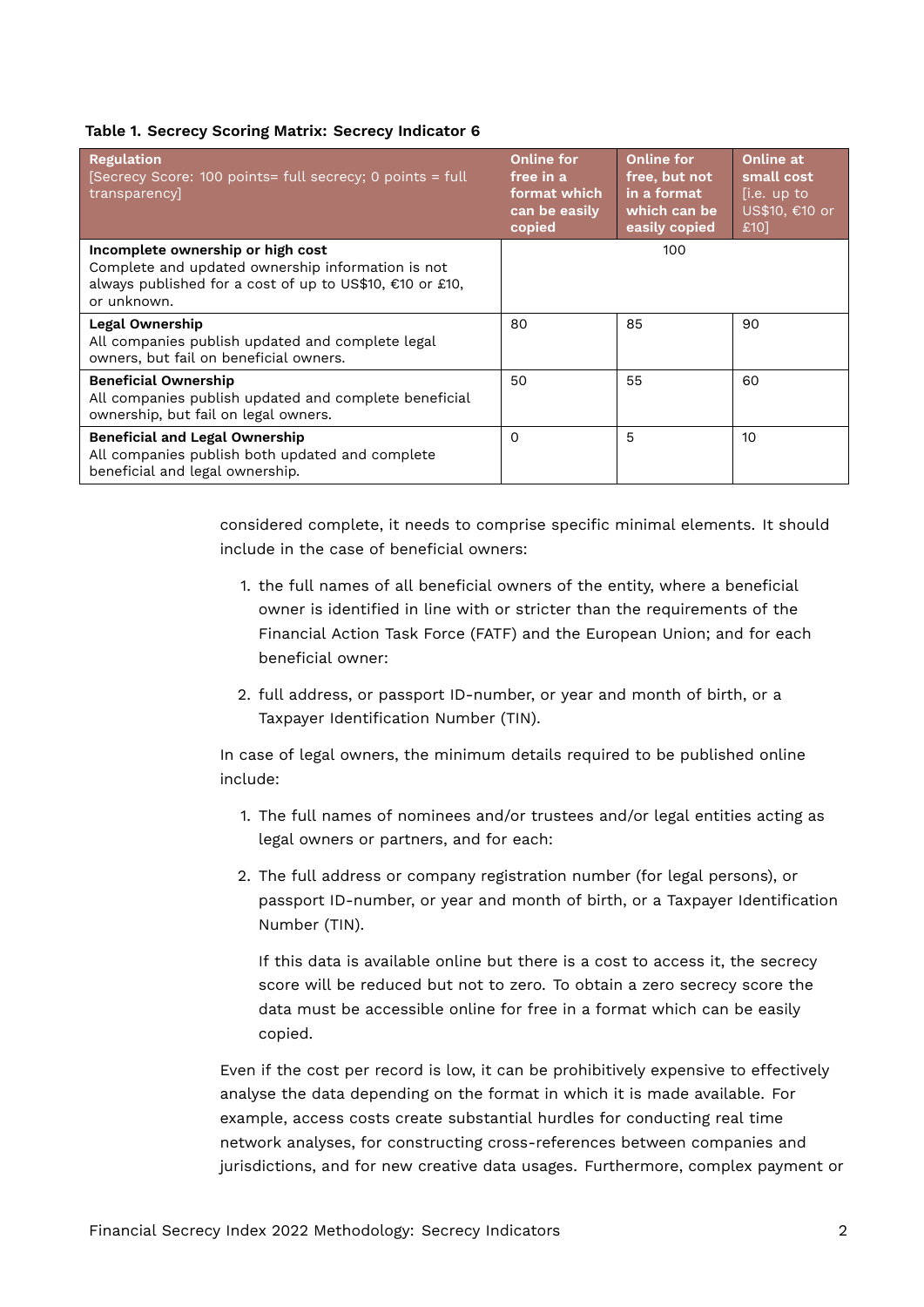**Table 1. Secrecy Scoring Matrix: Secrecy Indicator 6**

| **Regulation** [Secrecy Score: 100 points= full secrecy; 0 points = full transparency] | **Online for free in a format which can be easily copied** | **Online for free, but not in a format which can be easily copied** | **Online at small cost** [i.e. up to US$10, €10 or £10] |
|---|---|---|---|
| **Incomplete ownership or high cost** Complete and updated ownership information is not always published for a cost of up to US$10, €10 or £10, or unknown. | 100 | | |
| **Legal Ownership** All companies publish updated and complete legal owners, but fail on beneficial owners. | 80 | 85 | 90 |
| **Beneficial Ownership** All companies publish updated and complete beneficial ownership, but fail on legal owners. | 50 | 55 | 60 |
| **Beneficial and Legal Ownership** All companies publish both updated and complete beneficial and legal ownership. | 0 | 5 | 10 |

considered complete, it needs to comprise specific minimal elements. It should include in the case of beneficial owners:

1. the full names of all beneficial owners of the entity, where a beneficial owner is identified in line with or stricter than the requirements of the Financial Action Task Force (FATF) and the European Union; and for each beneficial owner:

2. full address, or passport ID-number, or year and month of birth, or a Taxpayer Identification Number (TIN).

In case of legal owners, the minimum details required to be published online include:

1. The full names of nominees and/or trustees and/or legal entities acting as legal owners or partners, and for each:

2. The full address or company registration number (for legal persons), or passport ID-number, or year and month of birth, or a Taxpayer Identification Number (TIN).

   If this data is available online but there is a cost to access it, the secrecy score will be reduced but not to zero. To obtain a zero secrecy score the data must be accessible online for free in a format which can be easily copied.

Even if the cost per record is low, it can be prohibitively expensive to effectively analyse the data depending on the format in which it is made available. For example, access costs create substantial hurdles for conducting real time network analyses, for constructing cross-references between companies and jurisdictions, and for new creative data usages. Furthermore, complex payment or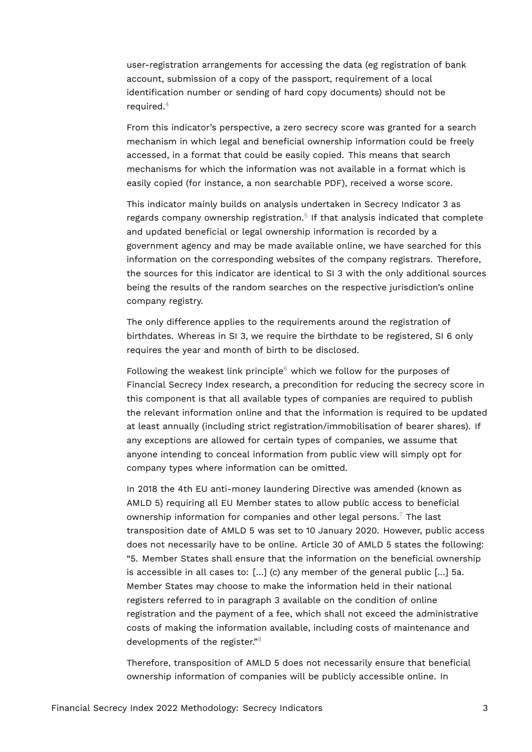user-registration arrangements for accessing the data (eg registration of bank account, submission of a copy of the passport, requirement of a local identification number or sending of hard copy documents) should not be required.[4]

From this indicator's perspective, a zero secrecy score was granted for a search mechanism in which legal and beneficial ownership information could be freely accessed, in a format that could be easily copied. This means that search mechanisms for which the information was not available in a format which is easily copied (for instance, a non searchable PDF), received a worse score.

This indicator mainly builds on analysis undertaken in Secrecy Indicator 3 as regards company ownership registration.[5] If that analysis indicated that complete and updated beneficial or legal ownership information is recorded by a government agency and may be made available online, we have searched for this information on the corresponding websites of the company registrars. Therefore, the sources for this indicator are identical to SI 3 with the only additional sources being the results of the random searches on the respective jurisdiction's online company registry.

The only difference applies to the requirements around the registration of birthdates. Whereas in SI 3, we require the birthdate to be registered, SI 6 only requires the year and month of birth to be disclosed.

Following the weakest link principle[6] which we follow for the purposes of Financial Secrecy Index research, a precondition for reducing the secrecy score in this component is that all available types of companies are required to publish the relevant information online and that the information is required to be updated at least annually (including strict registration/immobilisation of bearer shares). If any exceptions are allowed for certain types of companies, we assume that anyone intending to conceal information from public view will simply opt for company types where information can be omitted.

In 2018 the 4th EU anti-money laundering Directive was amended (known as AMLD 5) requiring all EU Member states to allow public access to beneficial ownership information for companies and other legal persons.[7] The last transposition date of AMLD 5 was set to 10 January 2020. However, public access does not necessarily have to be online. Article 30 of AMLD 5 states the following: "5. Member States shall ensure that the information on the beneficial ownership is accessible in all cases to: [...] (c) any member of the general public [...] 5a. Member States may choose to make the information held in their national registers referred to in paragraph 3 available on the condition of online registration and the payment of a fee, which shall not exceed the administrative costs of making the information available, including costs of maintenance and developments of the register."[8]

Therefore, transposition of AMLD 5 does not necessarily ensure that beneficial ownership information of companies will be publicly accessible online. In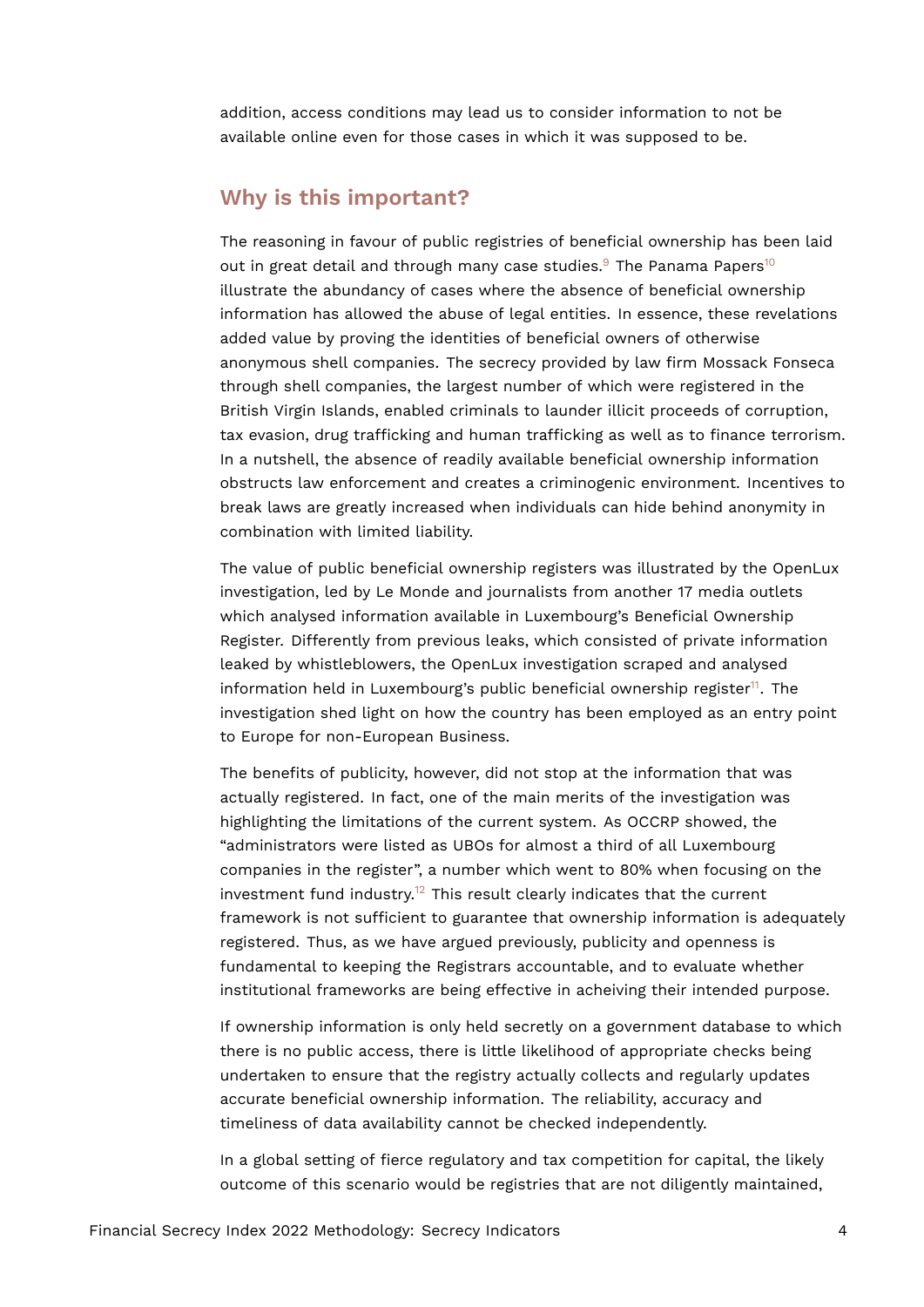addition, access conditions may lead us to consider information to not be available online even for those cases in which it was supposed to be.

## Why is this important?

The reasoning in favour of public registries of beneficial ownership has been laid out in great detail and through many case studies.[9] The Panama Papers[10] illustrate the abundancy of cases where the absence of beneficial ownership information has allowed the abuse of legal entities. In essence, these revelations added value by proving the identities of beneficial owners of otherwise anonymous shell companies. The secrecy provided by law firm Mossack Fonseca through shell companies, the largest number of which were registered in the British Virgin Islands, enabled criminals to launder illicit proceeds of corruption, tax evasion, drug trafficking and human trafficking as well as to finance terrorism. In a nutshell, the absence of readily available beneficial ownership information obstructs law enforcement and creates a criminogenic environment. Incentives to break laws are greatly increased when individuals can hide behind anonymity in combination with limited liability.

The value of public beneficial ownership registers was illustrated by the OpenLux investigation, led by Le Monde and journalists from another 17 media outlets which analysed information available in Luxembourg's Beneficial Ownership Register. Differently from previous leaks, which consisted of private information leaked by whistleblowers, the OpenLux investigation scraped and analysed information held in Luxembourg's public beneficial ownership register[11]. The investigation shed light on how the country has been employed as an entry point to Europe for non-European Business.

The benefits of publicity, however, did not stop at the information that was actually registered. In fact, one of the main merits of the investigation was highlighting the limitations of the current system. As OCCRP showed, the "administrators were listed as UBOs for almost a third of all Luxembourg companies in the register", a number which went to 80% when focusing on the investment fund industry.[12] This result clearly indicates that the current framework is not sufficient to guarantee that ownership information is adequately registered. Thus, as we have argued previously, publicity and openness is fundamental to keeping the Registrars accountable, and to evaluate whether institutional frameworks are being effective in acheiving their intended purpose.

If ownership information is only held secretly on a government database to which there is no public access, there is little likelihood of appropriate checks being undertaken to ensure that the registry actually collects and regularly updates accurate beneficial ownership information. The reliability, accuracy and timeliness of data availability cannot be checked independently.

In a global setting of fierce regulatory and tax competition for capital, the likely outcome of this scenario would be registries that are not diligently maintained,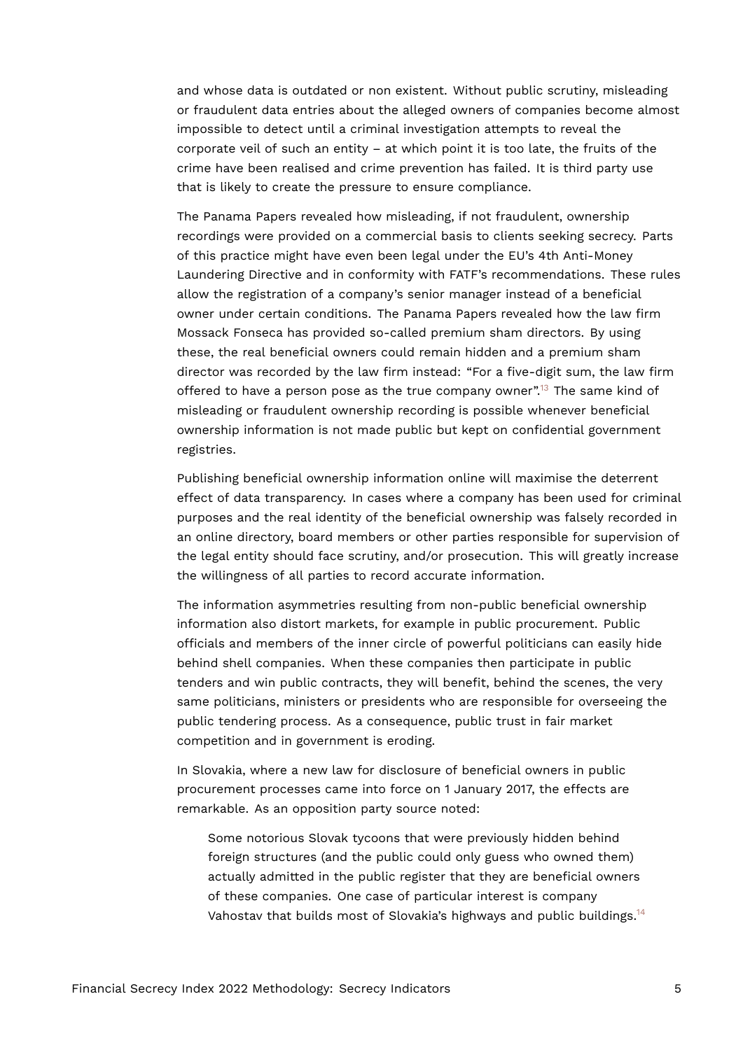and whose data is outdated or non existent. Without public scrutiny, misleading or fraudulent data entries about the alleged owners of companies become almost impossible to detect until a criminal investigation attempts to reveal the corporate veil of such an entity – at which point it is too late, the fruits of the crime have been realised and crime prevention has failed. It is third party use that is likely to create the pressure to ensure compliance.

The Panama Papers revealed how misleading, if not fraudulent, ownership recordings were provided on a commercial basis to clients seeking secrecy. Parts of this practice might have even been legal under the EU's 4th Anti-Money Laundering Directive and in conformity with FATF's recommendations. These rules allow the registration of a company's senior manager instead of a beneficial owner under certain conditions. The Panama Papers revealed how the law firm Mossack Fonseca has provided so-called premium sham directors. By using these, the real beneficial owners could remain hidden and a premium sham director was recorded by the law firm instead: "For a five-digit sum, the law firm offered to have a person pose as the true company owner".[13] The same kind of misleading or fraudulent ownership recording is possible whenever beneficial ownership information is not made public but kept on confidential government registries.

Publishing beneficial ownership information online will maximise the deterrent effect of data transparency. In cases where a company has been used for criminal purposes and the real identity of the beneficial ownership was falsely recorded in an online directory, board members or other parties responsible for supervision of the legal entity should face scrutiny, and/or prosecution. This will greatly increase the willingness of all parties to record accurate information.

The information asymmetries resulting from non-public beneficial ownership information also distort markets, for example in public procurement. Public officials and members of the inner circle of powerful politicians can easily hide behind shell companies. When these companies then participate in public tenders and win public contracts, they will benefit, behind the scenes, the very same politicians, ministers or presidents who are responsible for overseeing the public tendering process. As a consequence, public trust in fair market competition and in government is eroding.

In Slovakia, where a new law for disclosure of beneficial owners in public procurement processes came into force on 1 January 2017, the effects are remarkable. As an opposition party source noted:

> Some notorious Slovak tycoons that were previously hidden behind foreign structures (and the public could only guess who owned them) actually admitted in the public register that they are beneficial owners of these companies. One case of particular interest is company Vahostav that builds most of Slovakia's highways and public buildings.[14]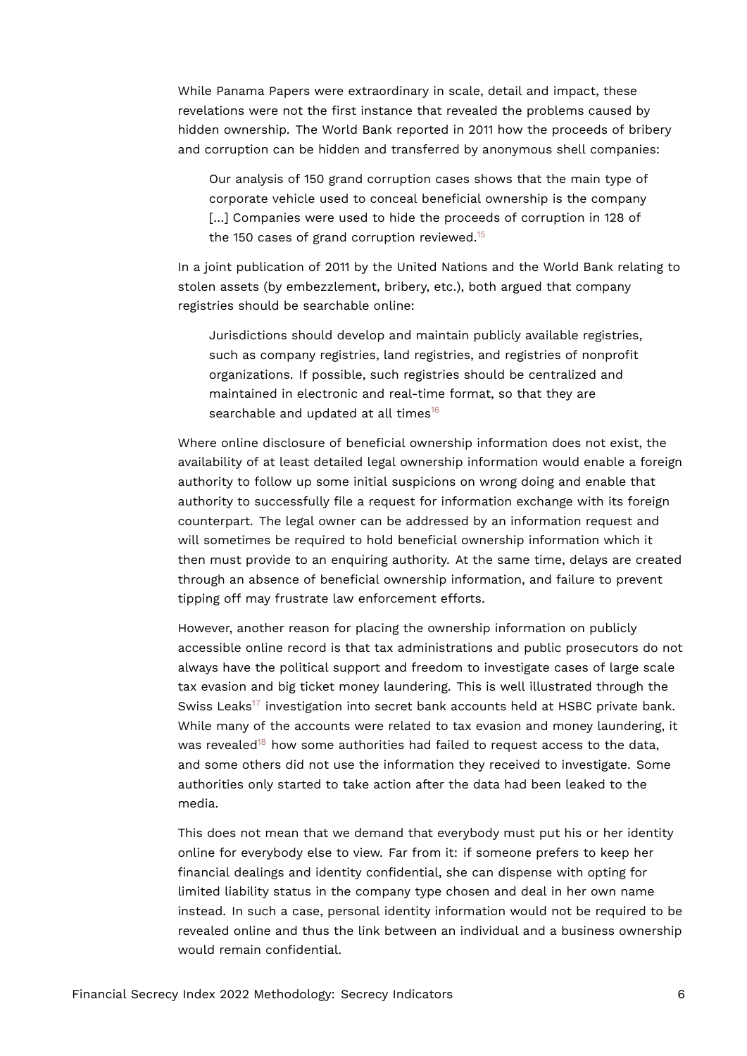While Panama Papers were extraordinary in scale, detail and impact, these revelations were not the first instance that revealed the problems caused by hidden ownership. The World Bank reported in 2011 how the proceeds of bribery and corruption can be hidden and transferred by anonymous shell companies:

> Our analysis of 150 grand corruption cases shows that the main type of corporate vehicle used to conceal beneficial ownership is the company [...] Companies were used to hide the proceeds of corruption in 128 of the 150 cases of grand corruption reviewed.[15]

In a joint publication of 2011 by the United Nations and the World Bank relating to stolen assets (by embezzlement, bribery, etc.), both argued that company registries should be searchable online:

> Jurisdictions should develop and maintain publicly available registries, such as company registries, land registries, and registries of nonprofit organizations. If possible, such registries should be centralized and maintained in electronic and real-time format, so that they are searchable and updated at all times[16]

Where online disclosure of beneficial ownership information does not exist, the availability of at least detailed legal ownership information would enable a foreign authority to follow up some initial suspicions on wrong doing and enable that authority to successfully file a request for information exchange with its foreign counterpart. The legal owner can be addressed by an information request and will sometimes be required to hold beneficial ownership information which it then must provide to an enquiring authority. At the same time, delays are created through an absence of beneficial ownership information, and failure to prevent tipping off may frustrate law enforcement efforts.

However, another reason for placing the ownership information on publicly accessible online record is that tax administrations and public prosecutors do not always have the political support and freedom to investigate cases of large scale tax evasion and big ticket money laundering. This is well illustrated through the Swiss Leaks[17] investigation into secret bank accounts held at HSBC private bank. While many of the accounts were related to tax evasion and money laundering, it was revealed[18] how some authorities had failed to request access to the data, and some others did not use the information they received to investigate. Some authorities only started to take action after the data had been leaked to the media.

This does not mean that we demand that everybody must put his or her identity online for everybody else to view. Far from it: if someone prefers to keep her financial dealings and identity confidential, she can dispense with opting for limited liability status in the company type chosen and deal in her own name instead. In such a case, personal identity information would not be required to be revealed online and thus the link between an individual and a business ownership would remain confidential.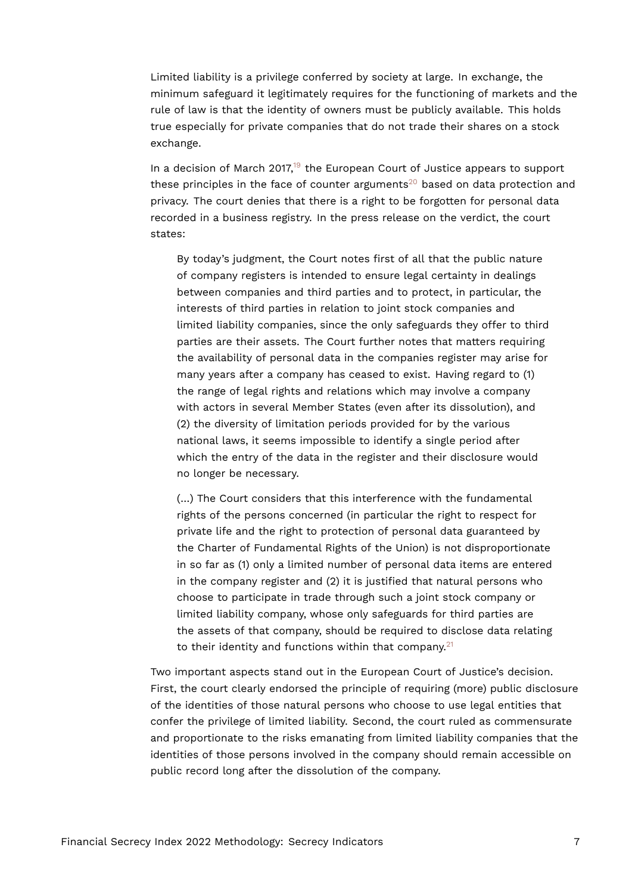Limited liability is a privilege conferred by society at large. In exchange, the minimum safeguard it legitimately requires for the functioning of markets and the rule of law is that the identity of owners must be publicly available. This holds true especially for private companies that do not trade their shares on a stock exchange.

In a decision of March 2017,[19] the European Court of Justice appears to support these principles in the face of counter arguments[20] based on data protection and privacy. The court denies that there is a right to be forgotten for personal data recorded in a business registry. In the press release on the verdict, the court states:

> By today's judgment, the Court notes first of all that the public nature of company registers is intended to ensure legal certainty in dealings between companies and third parties and to protect, in particular, the interests of third parties in relation to joint stock companies and limited liability companies, since the only safeguards they offer to third parties are their assets. The Court further notes that matters requiring the availability of personal data in the companies register may arise for many years after a company has ceased to exist. Having regard to (1) the range of legal rights and relations which may involve a company with actors in several Member States (even after its dissolution), and (2) the diversity of limitation periods provided for by the various national laws, it seems impossible to identify a single period after which the entry of the data in the register and their disclosure would no longer be necessary.
>
> (...) The Court considers that this interference with the fundamental rights of the persons concerned (in particular the right to respect for private life and the right to protection of personal data guaranteed by the Charter of Fundamental Rights of the Union) is not disproportionate in so far as (1) only a limited number of personal data items are entered in the company register and (2) it is justified that natural persons who choose to participate in trade through such a joint stock company or limited liability company, whose only safeguards for third parties are the assets of that company, should be required to disclose data relating to their identity and functions within that company.[21]

Two important aspects stand out in the European Court of Justice's decision. First, the court clearly endorsed the principle of requiring (more) public disclosure of the identities of those natural persons who choose to use legal entities that confer the privilege of limited liability. Second, the court ruled as commensurate and proportionate to the risks emanating from limited liability companies that the identities of those persons involved in the company should remain accessible on public record long after the dissolution of the company.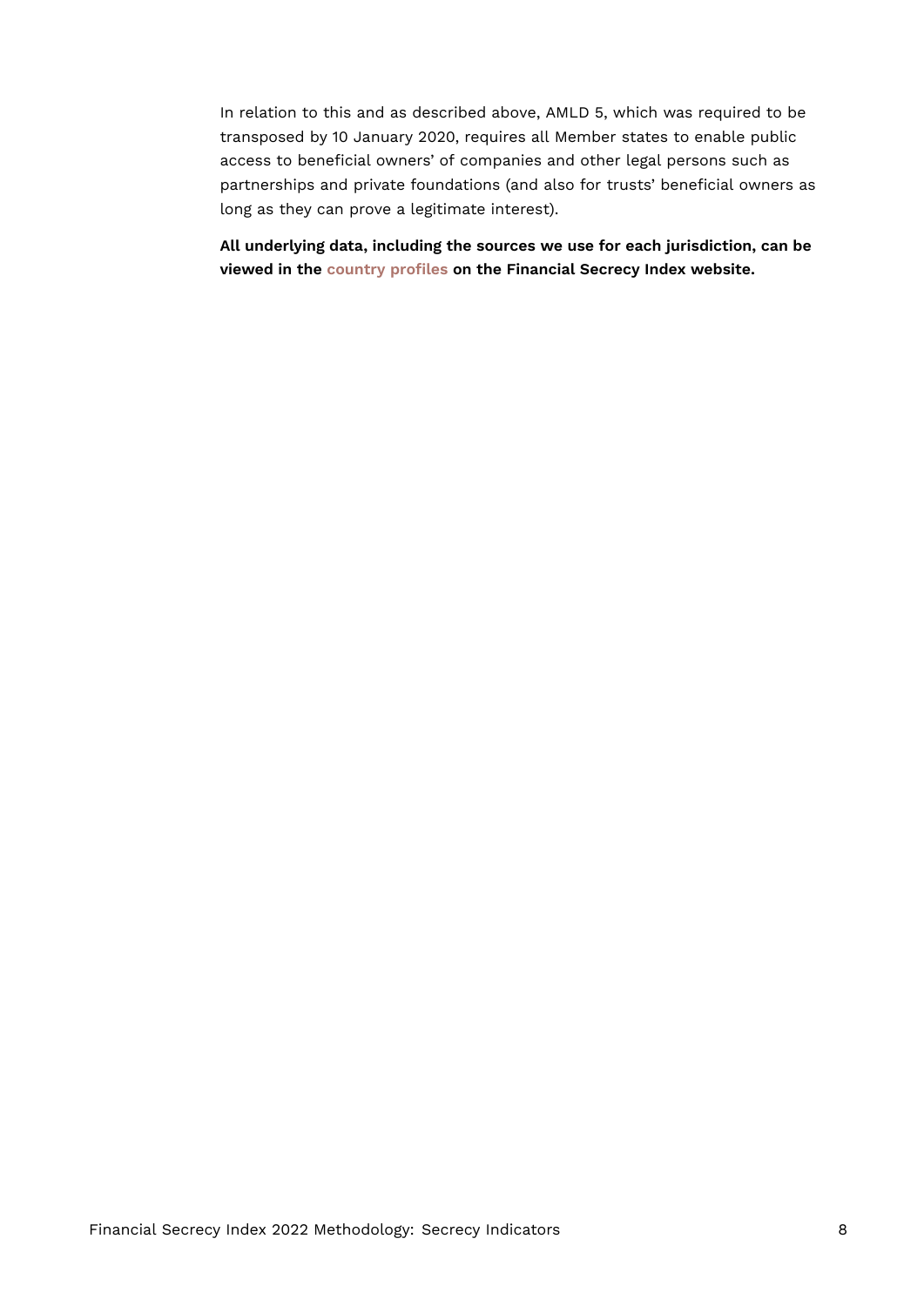In relation to this and as described above, AMLD 5, which was required to be transposed by 10 January 2020, requires all Member states to enable public access to beneficial owners' of companies and other legal persons such as partnerships and private foundations (and also for trusts' beneficial owners as long as they can prove a legitimate interest).

**All underlying data, including the sources we use for each jurisdiction, can be viewed in the country profiles on the Financial Secrecy Index website.**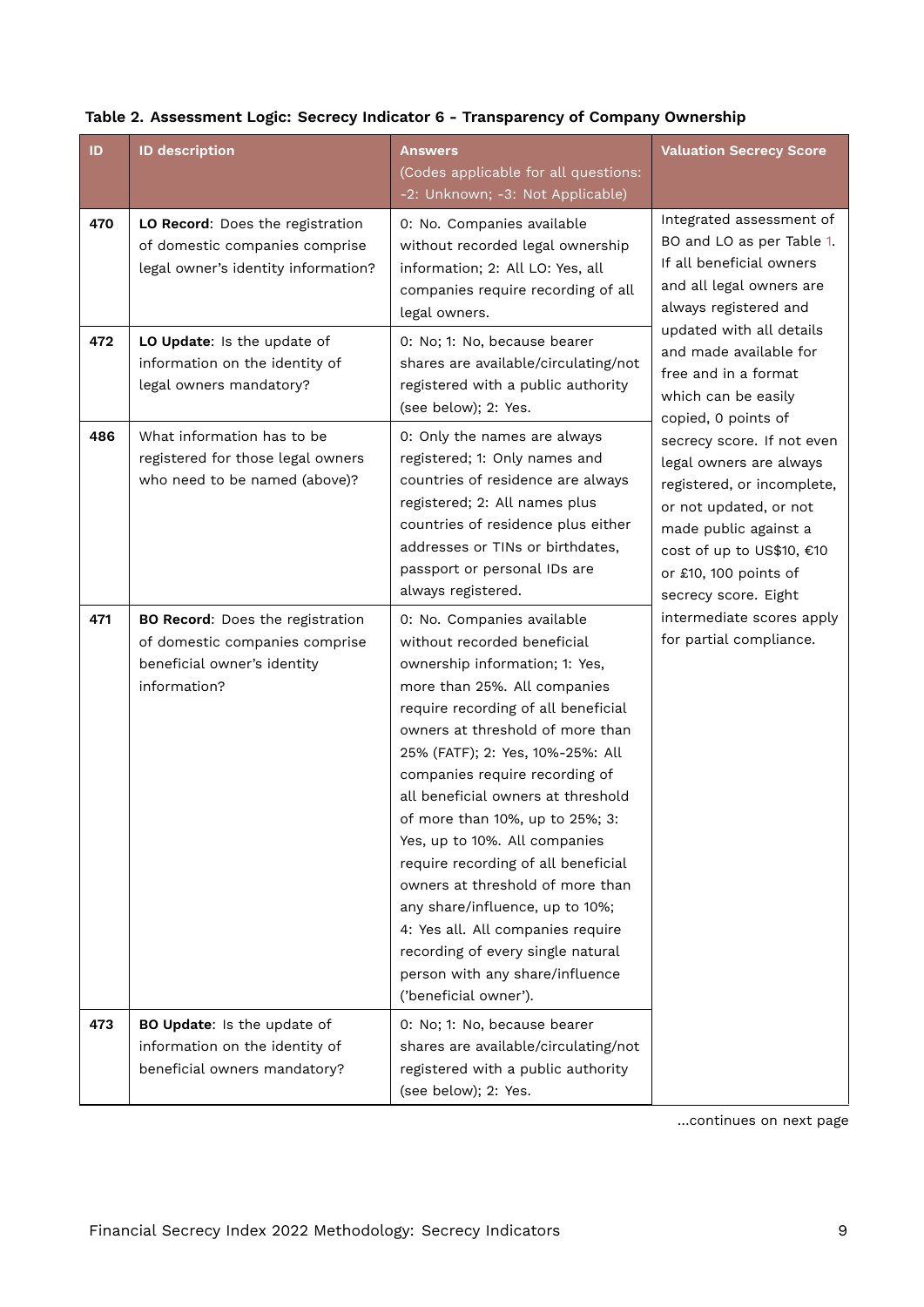**Table 2. Assessment Logic: Secrecy Indicator 6 - Transparency of Company Ownership**

| ID | ID description | Answers (Codes applicable for all questions: -2: Unknown; -3: Not Applicable) | Valuation Secrecy Score |
|---|---|---|---|
| 470 | **LO Record**: Does the registration of domestic companies comprise legal owner's identity information? | 0: No. Companies available without recorded legal ownership information; 2: All LO: Yes, all companies require recording of all legal owners. | Integrated assessment of BO and LO as per Table 1. If all beneficial owners and all legal owners are always registered and updated with all details and made available for free and in a format which can be easily copied, 0 points of secrecy score. If not even legal owners are always registered, or incomplete, or not updated, or not made public against a cost of up to US$10, €10 or £10, 100 points of secrecy score. Eight intermediate scores apply for partial compliance. |
| 472 | **LO Update**: Is the update of information on the identity of legal owners mandatory? | 0: No; 1: No, because bearer shares are available/circulating/not registered with a public authority (see below); 2: Yes. | |
| 486 | What information has to be registered for those legal owners who need to be named (above)? | 0: Only the names are always registered; 1: Only names and countries of residence are always registered; 2: All names plus countries of residence plus either addresses or TINs or birthdates, passport or personal IDs are always registered. | |
| 471 | **BO Record**: Does the registration of domestic companies comprise beneficial owner's identity information? | 0: No. Companies available without recorded beneficial ownership information; 1: Yes, more than 25%. All companies require recording of all beneficial owners at threshold of more than 25% (FATF); 2: Yes, 10%-25%: All companies require recording of all beneficial owners at threshold of more than 10%, up to 25%; 3: Yes, up to 10%. All companies require recording of all beneficial owners at threshold of more than any share/influence, up to 10%; 4: Yes all. All companies require recording of every single natural person with any share/influence ('beneficial owner'). | |
| 473 | **BO Update**: Is the update of information on the identity of beneficial owners mandatory? | 0: No; 1: No, because bearer shares are available/circulating/not registered with a public authority (see below); 2: Yes. | |

...continues on next page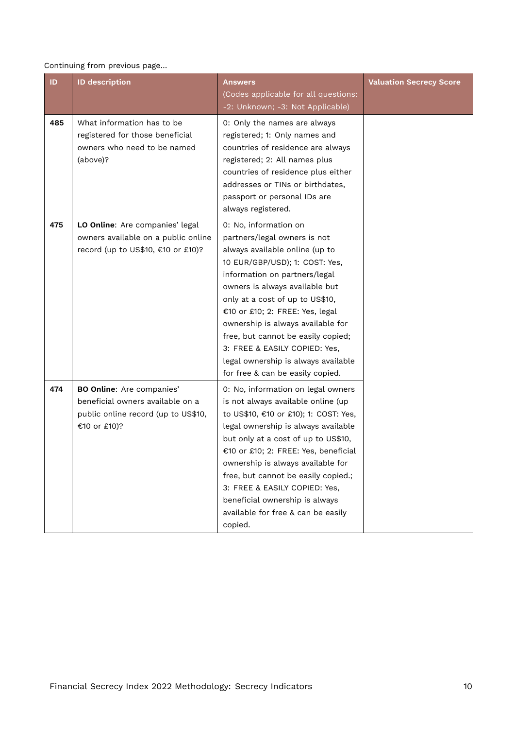Continuing from previous page...

| ID | ID description | Answers (Codes applicable for all questions: -2: Unknown; -3: Not Applicable) | Valuation Secrecy Score |
|---|---|---|---|
| **485** | What information has to be registered for those beneficial owners who need to be named (above)? | 0: Only the names are always registered; 1: Only names and countries of residence are always registered; 2: All names plus countries of residence plus either addresses or TINs or birthdates, passport or personal IDs are always registered. | |
| **475** | **LO Online**: Are companies' legal owners available on a public online record (up to US$10, €10 or £10)? | 0: No, information on partners/legal owners is not always available online (up to 10 EUR/GBP/USD); 1: COST: Yes, information on partners/legal owners is always available but only at a cost of up to US$10, €10 or £10; 2: FREE: Yes, legal ownership is always available for free, but cannot be easily copied; 3: FREE & EASILY COPIED: Yes, legal ownership is always available for free & can be easily copied. | |
| **474** | **BO Online**: Are companies' beneficial owners available on a public online record (up to US$10, €10 or £10)? | 0: No, information on legal owners is not always available online (up to US$10, €10 or £10); 1: COST: Yes, legal ownership is always available but only at a cost of up to US$10, €10 or £10; 2: FREE: Yes, beneficial ownership is always available for free, but cannot be easily copied.; 3: FREE & EASILY COPIED: Yes, beneficial ownership is always available for free & can be easily copied. | |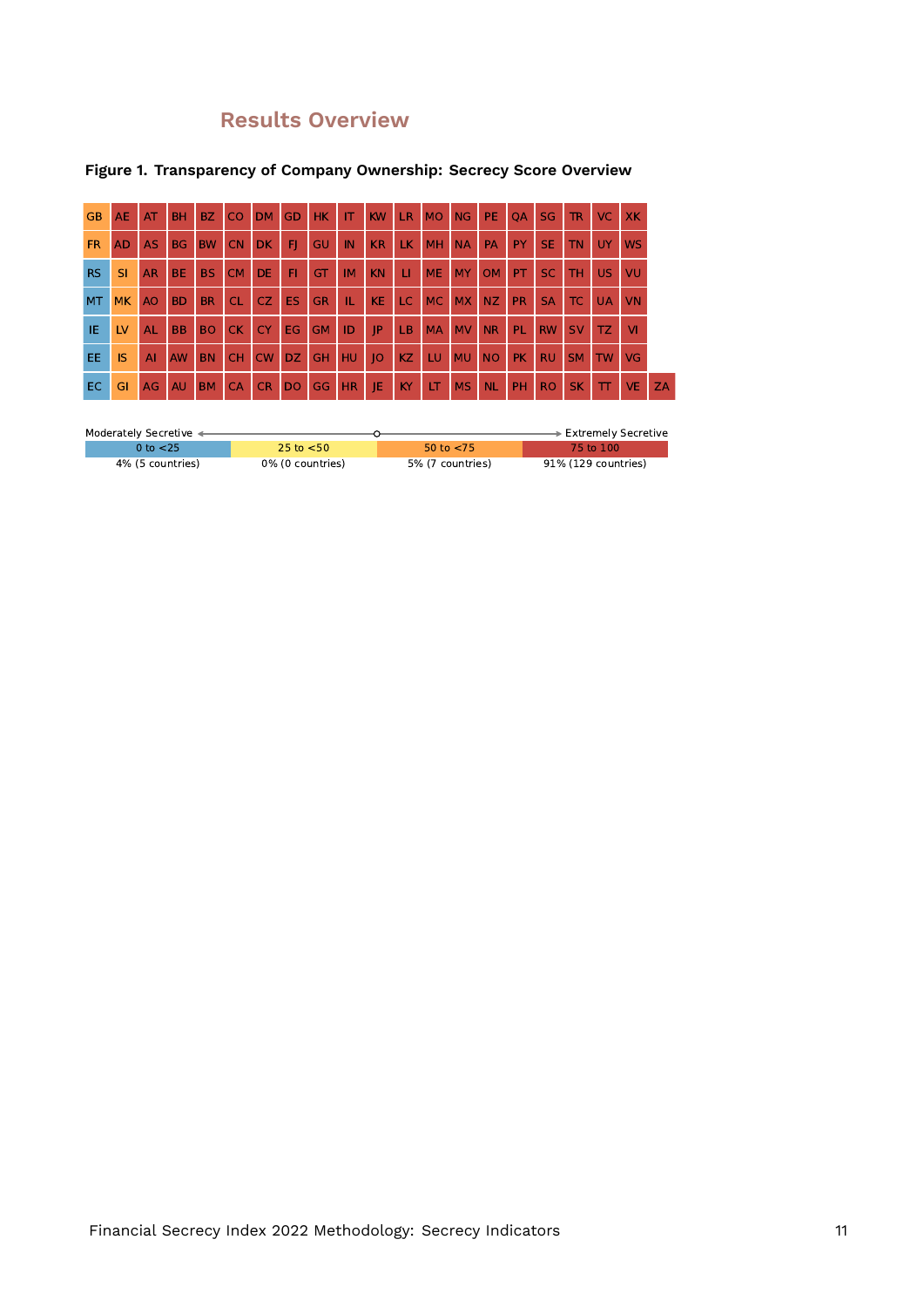## Results Overview

**Figure 1. Transparency of Company Ownership: Secrecy Score Overview**

| | | | | | | | | | | | | | | | | | | | | |
|---|---|---|---|---|---|---|---|---|---|---|---|---|---|---|---|---|---|---|---|---|
| GB | AE | AT | BH | BZ | CO | DM | GD | HK | IT | KW | LR | MO | NG | PE | QA | SG | TR | VC | XK | |
| FR | AD | AS | BG | BW | CN | DK | FJ | GU | IN | KR | LK | MH | NA | PA | PY | SE | TN | UY | WS | |
| RS | SI | AR | BE | BS | CM | DE | FI | GT | IM | KN | LI | ME | MY | OM | PT | SC | TH | US | VU | |
| MT | MK | AO | BD | BR | CL | CZ | ES | GR | IL | KE | LC | MC | MX | NZ | PR | SA | TC | UA | VN | |
| IE | LV | AL | BB | BO | CK | CY | EG | GM | ID | JP | LB | MA | MV | NR | PL | RW | SV | TZ | VI | |
| EE | IS | AI | AW | BN | CH | CW | DZ | GH | HU | JO | KZ | LU | MU | NO | PK | RU | SM | TW | VG | |
| EC | GI | AG | AU | BM | CA | CR | DO | GG | HR | JE | KY | LT | MS | NL | PH | RO | SK | TT | VE | ZA |

Moderately Secretive ← → Extremely Secretive

| 0 to <25 | 25 to <50 | 50 to <75 | 75 to 100 |
|---|---|---|---|
| 4% (5 countries) | 0% (0 countries) | 5% (7 countries) | 91% (129 countries) |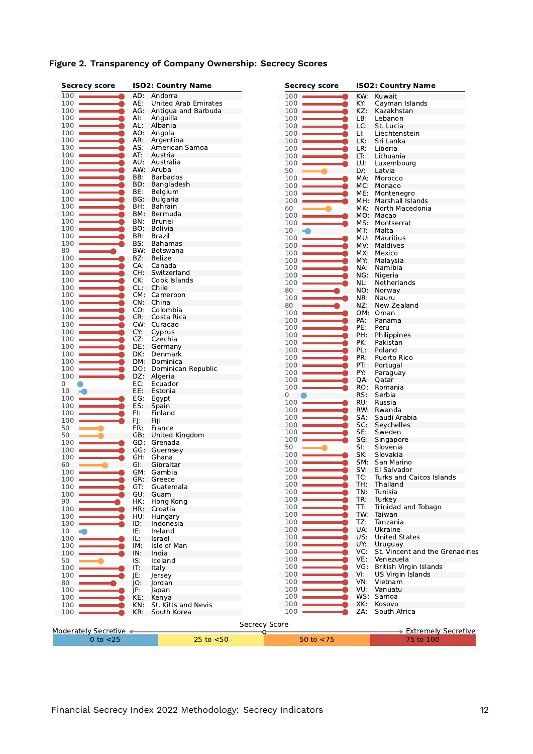**Figure 2. Transparency of Company Ownership: Secrecy Scores**

| Secrecy score | ISO2: Country Name |
|---|---|
| 100 | AD: Andorra |
| 100 | AE: United Arab Emirates |
| 100 | AG: Antigua and Barbuda |
| 100 | AI: Anguilla |
| 100 | AL: Albania |
| 100 | AO: Angola |
| 100 | AR: Argentina |
| 100 | AS: American Samoa |
| 100 | AT: Austria |
| 100 | AU: Australia |
| 100 | AW: Aruba |
| 100 | BB: Barbados |
| 100 | BD: Bangladesh |
| 100 | BE: Belgium |
| 100 | BG: Bulgaria |
| 100 | BH: Bahrain |
| 100 | BM: Bermuda |
| 100 | BN: Brunei |
| 100 | BO: Bolivia |
| 100 | BR: Brazil |
| 100 | BS: Bahamas |
| 80 | BW: Botswana |
| 100 | BZ: Belize |
| 100 | CA: Canada |
| 100 | CH: Switzerland |
| 100 | CK: Cook Islands |
| 100 | CL: Chile |
| 100 | CM: Cameroon |
| 100 | CN: China |
| 100 | CO: Colombia |
| 100 | CR: Costa Rica |
| 100 | CW: Curacao |
| 100 | CY: Cyprus |
| 100 | CZ: Czechia |
| 100 | DE: Germany |
| 100 | DK: Denmark |
| 100 | DM: Dominica |
| 100 | DO: Dominican Republic |
| 100 | DZ: Algeria |
| 0 | EC: Ecuador |
| 10 | EE: Estonia |
| 100 | EG: Egypt |
| 100 | ES: Spain |
| 100 | FI: Finland |
| 100 | FJ: Fiji |
| 50 | FR: France |
| 50 | GB: United Kingdom |
| 100 | GD: Grenada |
| 100 | GG: Guernsey |
| 100 | GH: Ghana |
| 60 | GI: Gibraltar |
| 100 | GM: Gambia |
| 100 | GR: Greece |
| 100 | GT: Guatemala |
| 100 | GU: Guam |
| 90 | HK: Hong Kong |
| 100 | HR: Croatia |
| 100 | HU: Hungary |
| 100 | ID: Indonesia |
| 10 | IE: Ireland |
| 100 | IL: Israel |
| 100 | IM: Isle of Man |
| 100 | IN: India |
| 50 | IS: Iceland |
| 100 | IT: Italy |
| 100 | JE: Jersey |
| 80 | JO: Jordan |
| 100 | JP: Japan |
| 100 | KE: Kenya |
| 100 | KN: St. Kitts and Nevis |
| 100 | KR: South Korea |
| 100 | KW: Kuwait |
| 100 | KY: Cayman Islands |
| 100 | KZ: Kazakhstan |
| 100 | LB: Lebanon |
| 100 | LC: St. Lucia |
| 100 | LI: Liechtenstein |
| 100 | LK: Sri Lanka |
| 100 | LR: Liberia |
| 100 | LT: Lithuania |
| 100 | LU: Luxembourg |
| 50 | LV: Latvia |
| 100 | MA: Morocco |
| 100 | MC: Monaco |
| 100 | ME: Montenegro |
| 100 | MH: Marshall Islands |
| 60 | MK: North Macedonia |
| 100 | MO: Macao |
| 100 | MS: Montserrat |
| 10 | MT: Malta |
| 100 | MU: Mauritius |
| 100 | MV: Maldives |
| 100 | MX: Mexico |
| 100 | MY: Malaysia |
| 100 | NA: Namibia |
| 100 | NG: Nigeria |
| 100 | NL: Netherlands |
| 80 | NO: Norway |
| 100 | NR: Nauru |
| 80 | NZ: New Zealand |
| 100 | OM: Oman |
| 100 | PA: Panama |
| 100 | PE: Peru |
| 100 | PH: Philippines |
| 100 | PK: Pakistan |
| 100 | PL: Poland |
| 100 | PR: Puerto Rico |
| 100 | PT: Portugal |
| 100 | PY: Paraguay |
| 100 | QA: Qatar |
| 100 | RO: Romania |
| 0 | RS: Serbia |
| 100 | RU: Russia |
| 100 | RW: Rwanda |
| 100 | SA: Saudi Arabia |
| 100 | SC: Seychelles |
| 100 | SE: Sweden |
| 100 | SG: Singapore |
| 50 | SI: Slovenia |
| 100 | SK: Slovakia |
| 100 | SM: San Marino |
| 100 | SV: El Salvador |
| 100 | TC: Turks and Caicos Islands |
| 100 | TH: Thailand |
| 100 | TN: Tunisia |
| 100 | TR: Turkey |
| 100 | TT: Trinidad and Tobago |
| 100 | TW: Taiwan |
| 100 | TZ: Tanzania |
| 100 | UA: Ukraine |
| 100 | US: United States |
| 100 | UY: Uruguay |
| 100 | VC: St. Vincent and the Grenadines |
| 100 | VE: Venezuela |
| 100 | VG: British Virgin Islands |
| 100 | VI: US Virgin Islands |
| 100 | VN: Vietnam |
| 100 | VU: Vanuatu |
| 100 | WS: Samoa |
| 100 | XK: Kosovo |
| 100 | ZA: South Africa |

Secrecy Score: Moderately Secretive ← → Extremely Secretive

| 0 to <25 | 25 to <50 | 50 to <75 | 75 to 100 |
|---|---|---|---|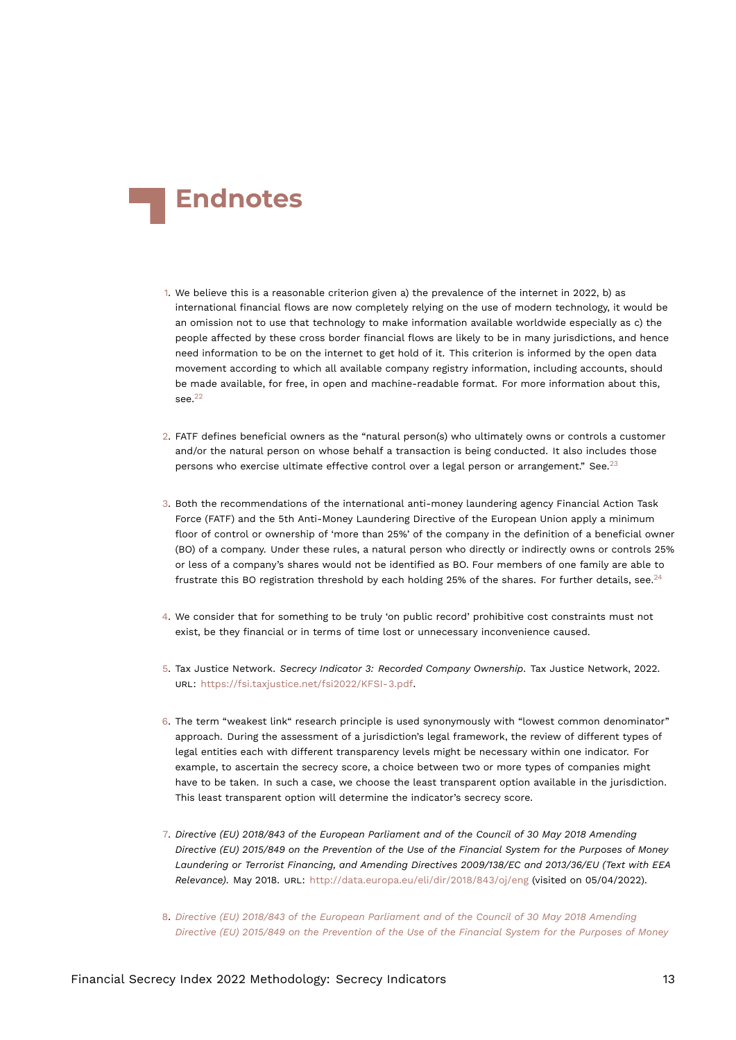# Endnotes

1. We believe this is a reasonable criterion given a) the prevalence of the internet in 2022, b) as international financial flows are now completely relying on the use of modern technology, it would be an omission not to use that technology to make information available worldwide especially as c) the people affected by these cross border financial flows are likely to be in many jurisdictions, and hence need information to be on the internet to get hold of it. This criterion is informed by the open data movement according to which all available company registry information, including accounts, should be made available, for free, in open and machine-readable format. For more information about this, see.[22]

2. FATF defines beneficial owners as the "natural person(s) who ultimately owns or controls a customer and/or the natural person on whose behalf a transaction is being conducted. It also includes those persons who exercise ultimate effective control over a legal person or arrangement." See.[23]

3. Both the recommendations of the international anti-money laundering agency Financial Action Task Force (FATF) and the 5th Anti-Money Laundering Directive of the European Union apply a minimum floor of control or ownership of 'more than 25%' of the company in the definition of a beneficial owner (BO) of a company. Under these rules, a natural person who directly or indirectly owns or controls 25% or less of a company's shares would not be identified as BO. Four members of one family are able to frustrate this BO registration threshold by each holding 25% of the shares. For further details, see.[24]

4. We consider that for something to be truly 'on public record' prohibitive cost constraints must not exist, be they financial or in terms of time lost or unnecessary inconvenience caused.

5. Tax Justice Network. *Secrecy Indicator 3: Recorded Company Ownership*. Tax Justice Network, 2022. URL: https://fsi.taxjustice.net/fsi2022/KFSI-3.pdf.

6. The term "weakest link" research principle is used synonymously with "lowest common denominator" approach. During the assessment of a jurisdiction's legal framework, the review of different types of legal entities each with different transparency levels might be necessary within one indicator. For example, to ascertain the secrecy score, a choice between two or more types of companies might have to be taken. In such a case, we choose the least transparent option available in the jurisdiction. This least transparent option will determine the indicator's secrecy score.

7. *Directive (EU) 2018/843 of the European Parliament and of the Council of 30 May 2018 Amending Directive (EU) 2015/849 on the Prevention of the Use of the Financial System for the Purposes of Money Laundering or Terrorist Financing, and Amending Directives 2009/138/EC and 2013/36/EU (Text with EEA Relevance)*. May 2018. URL: http://data.europa.eu/eli/dir/2018/843/oj/eng (visited on 05/04/2022).

8. *Directive (EU) 2018/843 of the European Parliament and of the Council of 30 May 2018 Amending Directive (EU) 2015/849 on the Prevention of the Use of the Financial System for the Purposes of Money*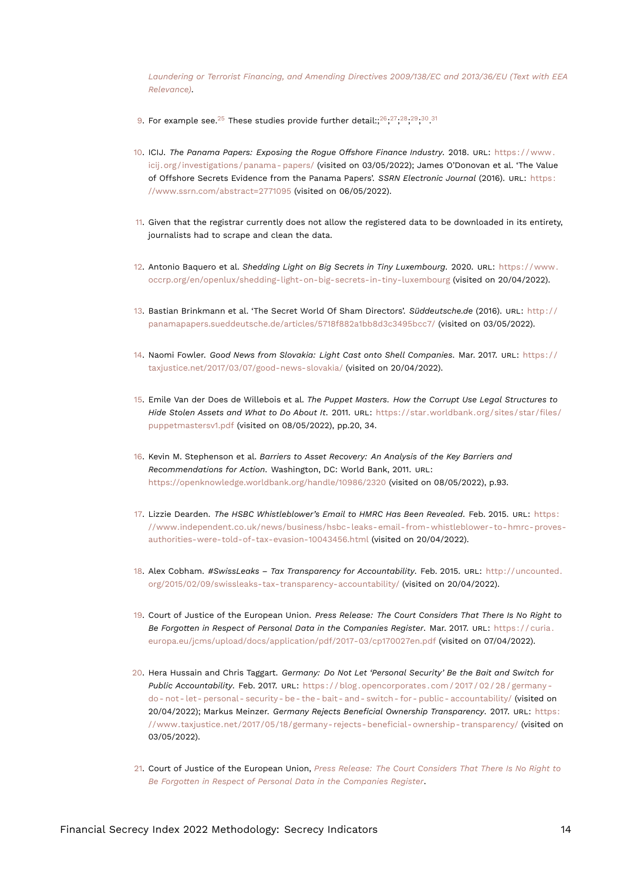*Laundering or Terrorist Financing, and Amending Directives 2009/138/EC and 2013/36/EU (Text with EEA Relevance)*.

9. For example see.[25] These studies provide further detail:;[26];[27];[28];[29];[30].[31]

10. ICIJ. *The Panama Papers: Exposing the Rogue Offshore Finance Industry*. 2018. URL: https://www.icij.org/investigations/panama-papers/ (visited on 03/05/2022); James O'Donovan et al. 'The Value of Offshore Secrets Evidence from the Panama Papers'. *SSRN Electronic Journal* (2016). URL: https://www.ssrn.com/abstract=2771095 (visited on 06/05/2022).

11. Given that the registrar currently does not allow the registered data to be downloaded in its entirety, journalists had to scrape and clean the data.

12. Antonio Baquero et al. *Shedding Light on Big Secrets in Tiny Luxembourg*. 2020. URL: https://www.occrp.org/en/openlux/shedding-light-on-big-secrets-in-tiny-luxembourg (visited on 20/04/2022).

13. Bastian Brinkmann et al. 'The Secret World Of Sham Directors'. *Süddeutsche.de* (2016). URL: http://panamapapers.sueddeutsche.de/articles/5718f882a1bb8d3c3495bcc7/ (visited on 03/05/2022).

14. Naomi Fowler. *Good News from Slovakia: Light Cast onto Shell Companies*. Mar. 2017. URL: https://taxjustice.net/2017/03/07/good-news-slovakia/ (visited on 20/04/2022).

15. Emile Van der Does de Willebois et al. *The Puppet Masters. How the Corrupt Use Legal Structures to Hide Stolen Assets and What to Do About It*. 2011. URL: https://star.worldbank.org/sites/star/files/puppetmastersv1.pdf (visited on 08/05/2022), pp.20, 34.

16. Kevin M. Stephenson et al. *Barriers to Asset Recovery: An Analysis of the Key Barriers and Recommendations for Action*. Washington, DC: World Bank, 2011. URL: https://openknowledge.worldbank.org/handle/10986/2320 (visited on 08/05/2022), p.93.

17. Lizzie Dearden. *The HSBC Whistleblower's Email to HMRC Has Been Revealed*. Feb. 2015. URL: https://www.independent.co.uk/news/business/hsbc-leaks-email-from-whistleblower-to-hmrc-proves-authorities-were-told-of-tax-evasion-10043456.html (visited on 20/04/2022).

18. Alex Cobham. *#SwissLeaks – Tax Transparency for Accountability*. Feb. 2015. URL: http://uncounted.org/2015/02/09/swissleaks-tax-transparency-accountability/ (visited on 20/04/2022).

19. Court of Justice of the European Union. *Press Release: The Court Considers That There Is No Right to Be Forgotten in Respect of Personal Data in the Companies Register*. Mar. 2017. URL: https://curia.europa.eu/jcms/upload/docs/application/pdf/2017-03/cp170027en.pdf (visited on 07/04/2022).

20. Hera Hussain and Chris Taggart. *Germany: Do Not Let 'Personal Security' Be the Bait and Switch for Public Accountability*. Feb. 2017. URL: https://blog.opencorporates.com/2017/02/28/germany-do-not-let-personal-security-be-the-bait-and-switch-for-public-accountability/ (visited on 20/04/2022); Markus Meinzer. *Germany Rejects Beneficial Ownership Transparency*. 2017. URL: https://www.taxjustice.net/2017/05/18/germany-rejects-beneficial-ownership-transparency/ (visited on 03/05/2022).

21. Court of Justice of the European Union, *Press Release: The Court Considers That There Is No Right to Be Forgotten in Respect of Personal Data in the Companies Register*.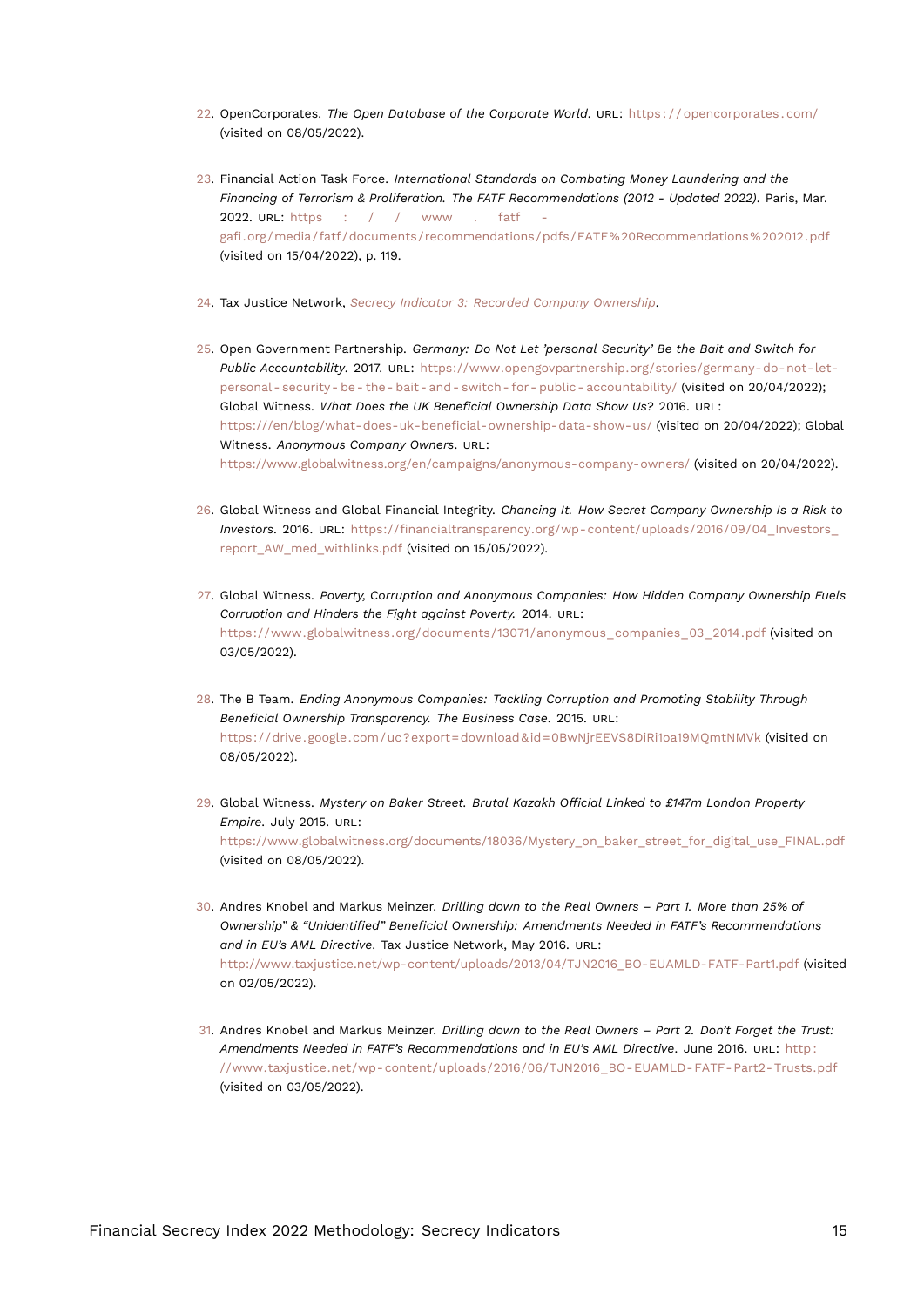22. OpenCorporates. *The Open Database of the Corporate World*. URL: https://opencorporates.com/ (visited on 08/05/2022).

23. Financial Action Task Force. *International Standards on Combating Money Laundering and the Financing of Terrorism & Proliferation. The FATF Recommendations (2012 - Updated 2022)*. Paris, Mar. 2022. URL: https://www.fatf-gafi.org/media/fatf/documents/recommendations/pdfs/FATF%20Recommendations%202012.pdf (visited on 15/04/2022), p. 119.

24. Tax Justice Network, *Secrecy Indicator 3: Recorded Company Ownership*.

25. Open Government Partnership. *Germany: Do Not Let 'personal Security' Be the Bait and Switch for Public Accountability*. 2017. URL: https://www.opengovpartnership.org/stories/germany-do-not-let-personal-security-be-the-bait-and-switch-for-public-accountability/ (visited on 20/04/2022); Global Witness. *What Does the UK Beneficial Ownership Data Show Us?* 2016. URL: https:///en/blog/what-does-uk-beneficial-ownership-data-show-us/ (visited on 20/04/2022); Global Witness. *Anonymous Company Owners*. URL: https://www.globalwitness.org/en/campaigns/anonymous-company-owners/ (visited on 20/04/2022).

26. Global Witness and Global Financial Integrity. *Chancing It. How Secret Company Ownership Is a Risk to Investors*. 2016. URL: https://financialtransparency.org/wp-content/uploads/2016/09/04_Investors_report_AW_med_withlinks.pdf (visited on 15/05/2022).

27. Global Witness. *Poverty, Corruption and Anonymous Companies: How Hidden Company Ownership Fuels Corruption and Hinders the Fight against Poverty*. 2014. URL: https://www.globalwitness.org/documents/13071/anonymous_companies_03_2014.pdf (visited on 03/05/2022).

28. The B Team. *Ending Anonymous Companies: Tackling Corruption and Promoting Stability Through Beneficial Ownership Transparency. The Business Case*. 2015. URL: https://drive.google.com/uc?export=download&id=0BwNjrEEVS8DiRi1oa19MQmtNMVk (visited on 08/05/2022).

29. Global Witness. *Mystery on Baker Street. Brutal Kazakh Official Linked to £147m London Property Empire*. July 2015. URL: https://www.globalwitness.org/documents/18036/Mystery_on_baker_street_for_digital_use_FINAL.pdf (visited on 08/05/2022).

30. Andres Knobel and Markus Meinzer. *Drilling down to the Real Owners – Part 1. More than 25% of Ownership" & "Unidentified" Beneficial Ownership: Amendments Needed in FATF's Recommendations and in EU's AML Directive*. Tax Justice Network, May 2016. URL: http://www.taxjustice.net/wp-content/uploads/2013/04/TJN2016_BO-EUAMLD-FATF-Part1.pdf (visited on 02/05/2022).

31. Andres Knobel and Markus Meinzer. *Drilling down to the Real Owners – Part 2. Don't Forget the Trust: Amendments Needed in FATF's Recommendations and in EU's AML Directive*. June 2016. URL: http://www.taxjustice.net/wp-content/uploads/2016/06/TJN2016_BO-EUAMLD-FATF-Part2-Trusts.pdf (visited on 03/05/2022).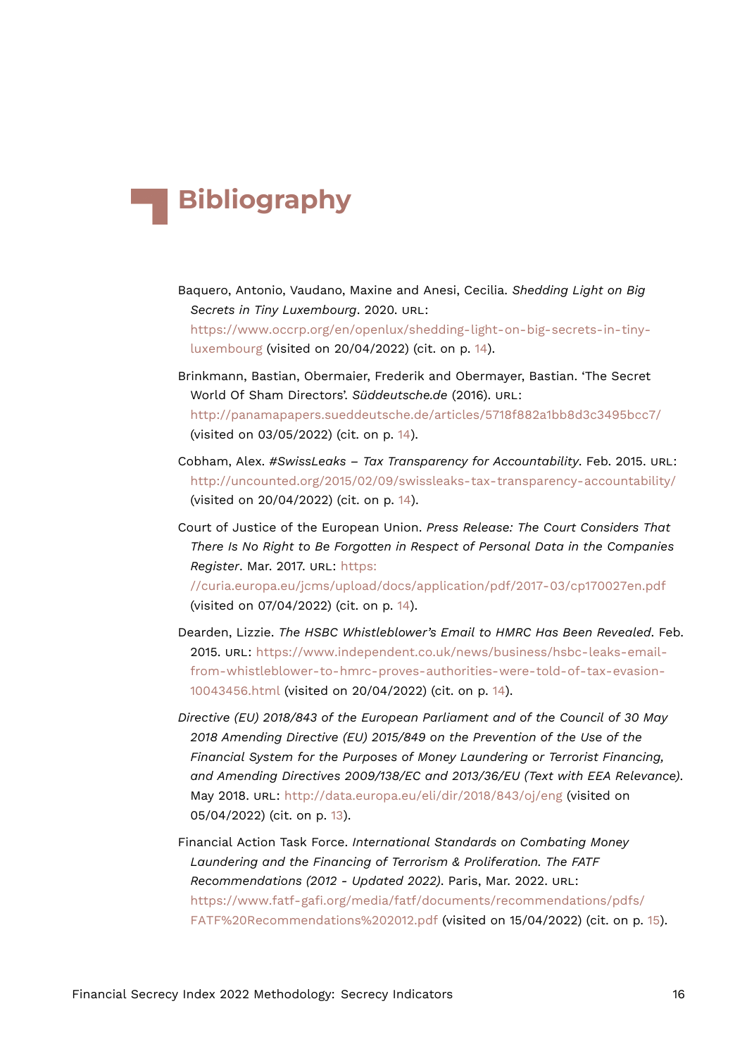# Bibliography

Baquero, Antonio, Vaudano, Maxine and Anesi, Cecilia. *Shedding Light on Big Secrets in Tiny Luxembourg*. 2020. URL: https://www.occrp.org/en/openlux/shedding-light-on-big-secrets-in-tiny-luxembourg (visited on 20/04/2022) (cit. on p. 14).

Brinkmann, Bastian, Obermaier, Frederik and Obermayer, Bastian. 'The Secret World Of Sham Directors'. *Süddeutsche.de* (2016). URL: http://panamapapers.sueddeutsche.de/articles/5718f882a1bb8d3c3495bcc7/ (visited on 03/05/2022) (cit. on p. 14).

Cobham, Alex. *#SwissLeaks – Tax Transparency for Accountability*. Feb. 2015. URL: http://uncounted.org/2015/02/09/swissleaks-tax-transparency-accountability/ (visited on 20/04/2022) (cit. on p. 14).

Court of Justice of the European Union. *Press Release: The Court Considers That There Is No Right to Be Forgotten in Respect of Personal Data in the Companies Register*. Mar. 2017. URL: https://curia.europa.eu/jcms/upload/docs/application/pdf/2017-03/cp170027en.pdf (visited on 07/04/2022) (cit. on p. 14).

Dearden, Lizzie. *The HSBC Whistleblower's Email to HMRC Has Been Revealed*. Feb. 2015. URL: https://www.independent.co.uk/news/business/hsbc-leaks-email-from-whistleblower-to-hmrc-proves-authorities-were-told-of-tax-evasion-10043456.html (visited on 20/04/2022) (cit. on p. 14).

*Directive (EU) 2018/843 of the European Parliament and of the Council of 30 May 2018 Amending Directive (EU) 2015/849 on the Prevention of the Use of the Financial System for the Purposes of Money Laundering or Terrorist Financing, and Amending Directives 2009/138/EC and 2013/36/EU (Text with EEA Relevance)*. May 2018. URL: http://data.europa.eu/eli/dir/2018/843/oj/eng (visited on 05/04/2022) (cit. on p. 13).

Financial Action Task Force. *International Standards on Combating Money Laundering and the Financing of Terrorism & Proliferation. The FATF Recommendations (2012 - Updated 2022)*. Paris, Mar. 2022. URL: https://www.fatf-gafi.org/media/fatf/documents/recommendations/pdfs/FATF%20Recommendations%202012.pdf (visited on 15/04/2022) (cit. on p. 15).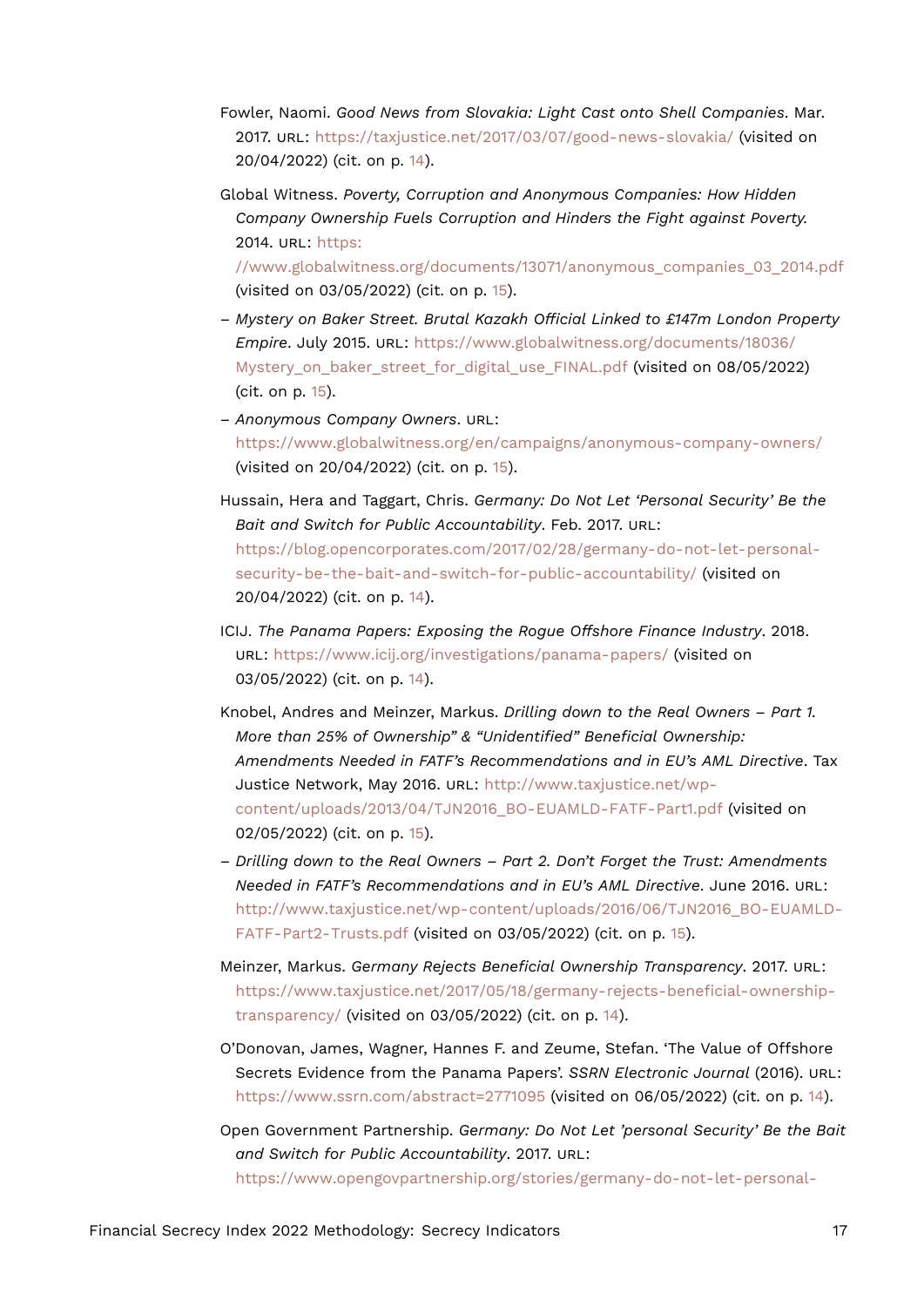Fowler, Naomi. *Good News from Slovakia: Light Cast onto Shell Companies*. Mar. 2017. URL: https://taxjustice.net/2017/03/07/good-news-slovakia/ (visited on 20/04/2022) (cit. on p. 14).

Global Witness. *Poverty, Corruption and Anonymous Companies: How Hidden Company Ownership Fuels Corruption and Hinders the Fight against Poverty.* 2014. URL: https://www.globalwitness.org/documents/13071/anonymous_companies_03_2014.pdf (visited on 03/05/2022) (cit. on p. 15).

– *Mystery on Baker Street. Brutal Kazakh Official Linked to £147m London Property Empire*. July 2015. URL: https://www.globalwitness.org/documents/18036/Mystery_on_baker_street_for_digital_use_FINAL.pdf (visited on 08/05/2022) (cit. on p. 15).

– *Anonymous Company Owners*. URL: https://www.globalwitness.org/en/campaigns/anonymous-company-owners/ (visited on 20/04/2022) (cit. on p. 15).

Hussain, Hera and Taggart, Chris. *Germany: Do Not Let 'Personal Security' Be the Bait and Switch for Public Accountability*. Feb. 2017. URL: https://blog.opencorporates.com/2017/02/28/germany-do-not-let-personal-security-be-the-bait-and-switch-for-public-accountability/ (visited on 20/04/2022) (cit. on p. 14).

ICIJ. *The Panama Papers: Exposing the Rogue Offshore Finance Industry*. 2018. URL: https://www.icij.org/investigations/panama-papers/ (visited on 03/05/2022) (cit. on p. 14).

Knobel, Andres and Meinzer, Markus. *Drilling down to the Real Owners – Part 1. More than 25% of Ownership" & "Unidentified" Beneficial Ownership: Amendments Needed in FATF's Recommendations and in EU's AML Directive*. Tax Justice Network, May 2016. URL: http://www.taxjustice.net/wp-content/uploads/2013/04/TJN2016_BO-EUAMLD-FATF-Part1.pdf (visited on 02/05/2022) (cit. on p. 15).

– *Drilling down to the Real Owners – Part 2. Don't Forget the Trust: Amendments Needed in FATF's Recommendations and in EU's AML Directive*. June 2016. URL: http://www.taxjustice.net/wp-content/uploads/2016/06/TJN2016_BO-EUAMLD-FATF-Part2-Trusts.pdf (visited on 03/05/2022) (cit. on p. 15).

Meinzer, Markus. *Germany Rejects Beneficial Ownership Transparency*. 2017. URL: https://www.taxjustice.net/2017/05/18/germany-rejects-beneficial-ownership-transparency/ (visited on 03/05/2022) (cit. on p. 14).

O'Donovan, James, Wagner, Hannes F. and Zeume, Stefan. 'The Value of Offshore Secrets Evidence from the Panama Papers'. *SSRN Electronic Journal* (2016). URL: https://www.ssrn.com/abstract=2771095 (visited on 06/05/2022) (cit. on p. 14).

Open Government Partnership. *Germany: Do Not Let 'personal Security' Be the Bait and Switch for Public Accountability*. 2017. URL: https://www.opengovpartnership.org/stories/germany-do-not-let-personal-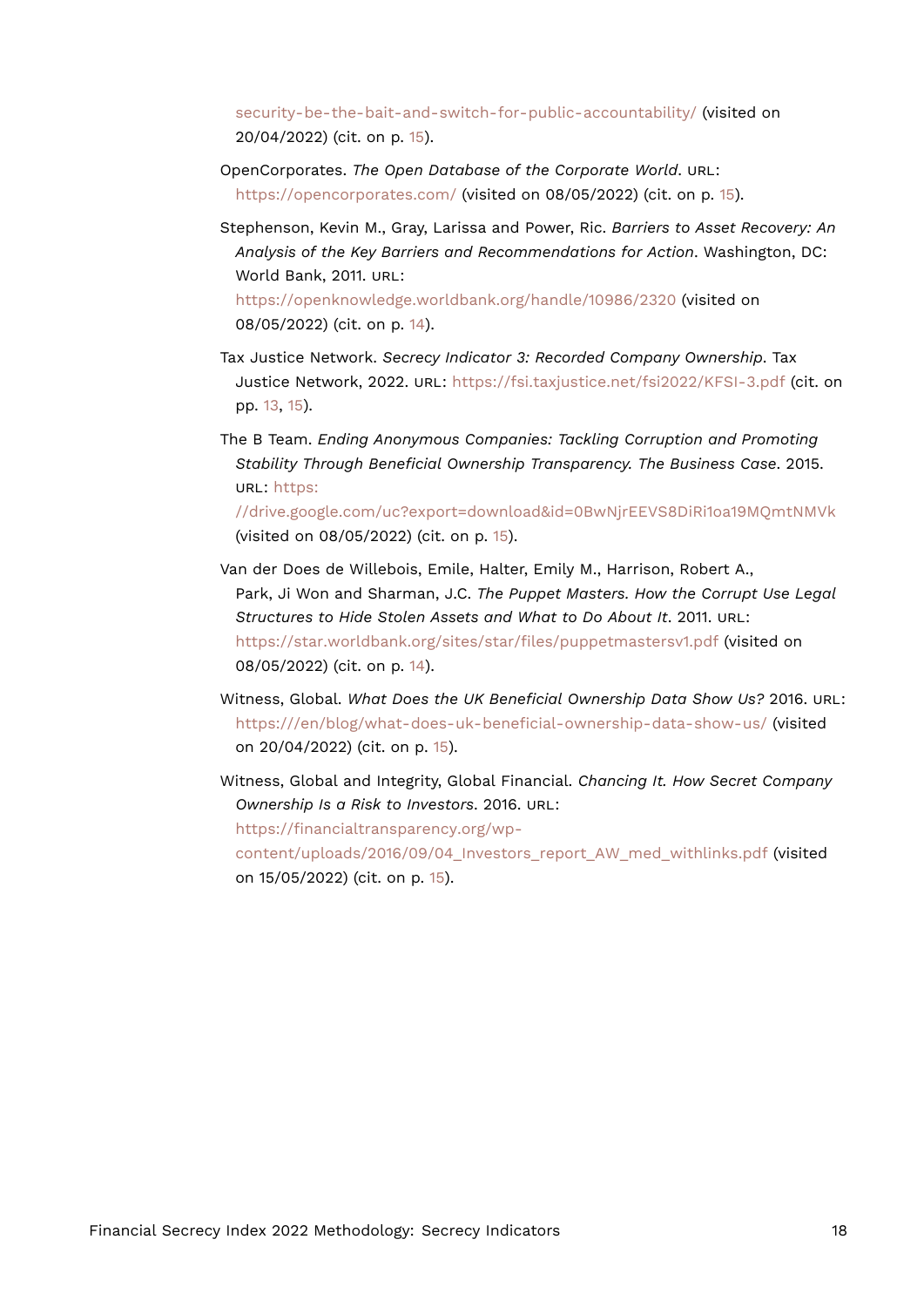security-be-the-bait-and-switch-for-public-accountability/ (visited on 20/04/2022) (cit. on p. 15).

OpenCorporates. *The Open Database of the Corporate World*. URL: https://opencorporates.com/ (visited on 08/05/2022) (cit. on p. 15).

Stephenson, Kevin M., Gray, Larissa and Power, Ric. *Barriers to Asset Recovery: An Analysis of the Key Barriers and Recommendations for Action*. Washington, DC: World Bank, 2011. URL: https://openknowledge.worldbank.org/handle/10986/2320 (visited on 08/05/2022) (cit. on p. 14).

Tax Justice Network. *Secrecy Indicator 3: Recorded Company Ownership*. Tax Justice Network, 2022. URL: https://fsi.taxjustice.net/fsi2022/KFSI-3.pdf (cit. on pp. 13, 15).

The B Team. *Ending Anonymous Companies: Tackling Corruption and Promoting Stability Through Beneficial Ownership Transparency. The Business Case*. 2015. URL: https://drive.google.com/uc?export=download&id=0BwNjrEEVS8DiRi1oa19MQmtNMVk (visited on 08/05/2022) (cit. on p. 15).

Van der Does de Willebois, Emile, Halter, Emily M., Harrison, Robert A., Park, Ji Won and Sharman, J.C. *The Puppet Masters. How the Corrupt Use Legal Structures to Hide Stolen Assets and What to Do About It*. 2011. URL: https://star.worldbank.org/sites/star/files/puppetmastersv1.pdf (visited on 08/05/2022) (cit. on p. 14).

Witness, Global. *What Does the UK Beneficial Ownership Data Show Us?* 2016. URL: https:///en/blog/what-does-uk-beneficial-ownership-data-show-us/ (visited on 20/04/2022) (cit. on p. 15).

Witness, Global and Integrity, Global Financial. *Chancing It. How Secret Company Ownership Is a Risk to Investors*. 2016. URL: https://financialtransparency.org/wp-content/uploads/2016/09/04_Investors_report_AW_med_withlinks.pdf (visited on 15/05/2022) (cit. on p. 15).